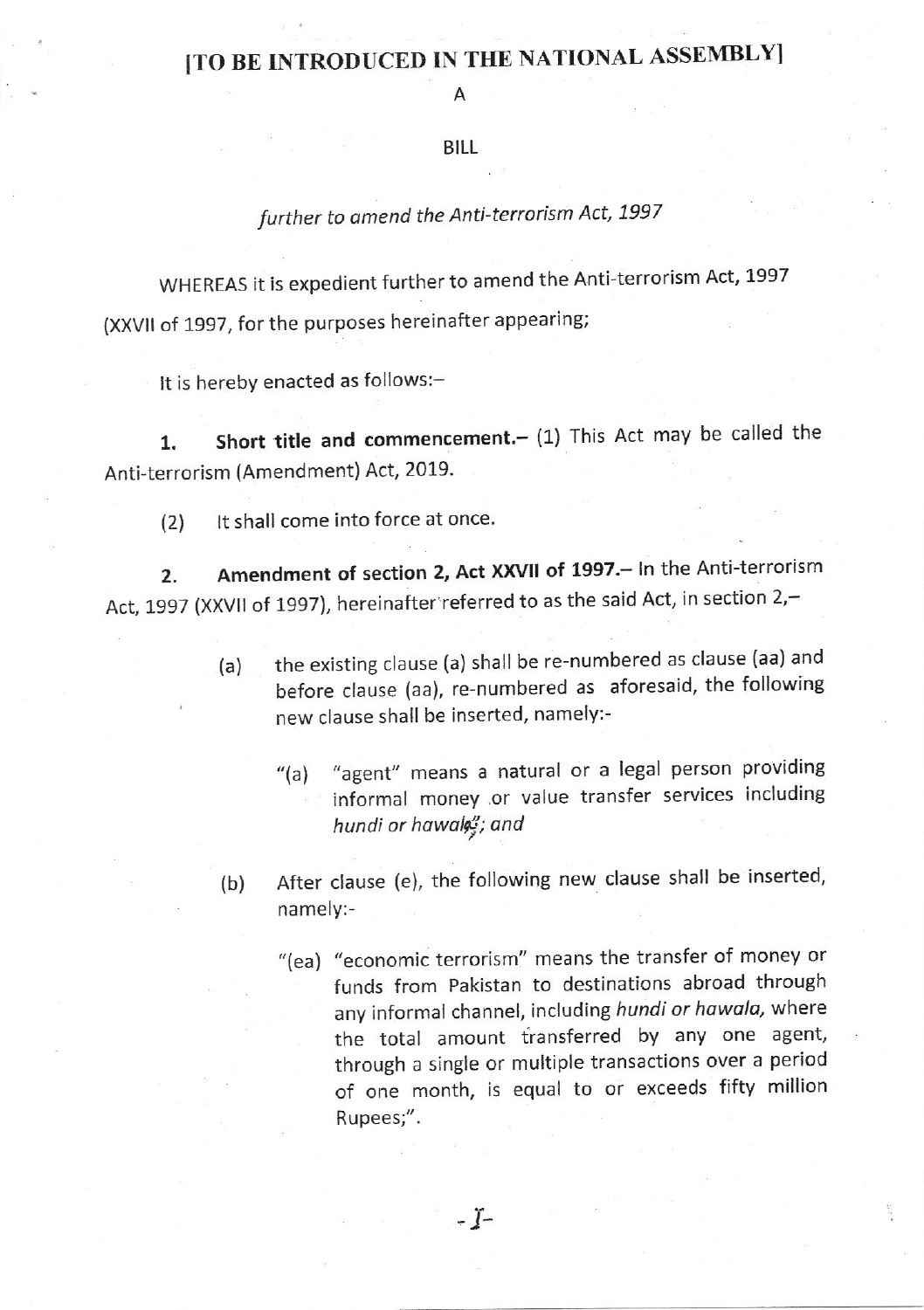# [TO BE INTRODUCED IN THE NATIONAL ASSEMBLY]

A

BILL

*further to amend the Anti-terrorism Act, 1997*

WHEREAS it is expedient further to amend the Anti-terrorism Act, 1997 (XXVII of 1997, for the purposes hereinafter appearing;

It is hereby enacted as follows:–

**1. Short title and commencement.**– (1) This Act may be called the Anti-terrorism (Amendment) Act, 2019.

(2) It shall come into force at once.

**2. Amendment of section 2, Act XXVII of 1997.**– In the Anti-terrorism Act, 1997 (XXVII of 1997), hereinafter referred to as the said Act, in section 2,–

(a) the existing clause (a) shall be re-numbered as clause (aa) and before clause (aa), re-numbered as aforesaid, the following new clause shall be inserted, namely:-

"(a) "agent" means a natural or a legal person providing informal money or value transfer services including *hundi or hawala*"; and

(b) After clause (e), the following new clause shall be inserted, namely:-

"(ea) "economic terrorism" means the transfer of money or funds from Pakistan to destinations abroad through any informal channel, including *hundi or hawala,* where the total amount transferred by any one agent, through a single or multiple transactions over a period of one month, is equal to or exceeds fifty million Rupees;".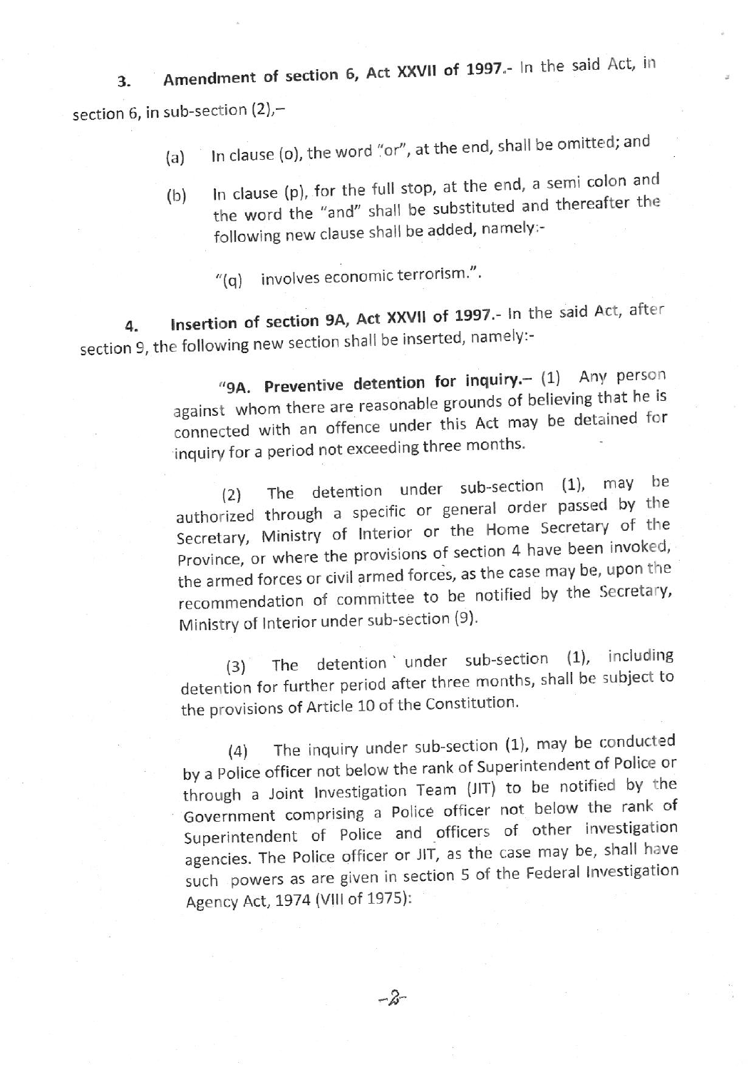**3. Amendment of section 6, Act XXVII of 1997.**- In the said Act, in section 6, in sub-section (2),–

(a) In clause (o), the word "or", at the end, shall be omitted; and

(b) In clause (p), for the full stop, at the end, a semi colon and the word the "and" shall be substituted and thereafter the following new clause shall be added, namely:-

"(q) involves economic terrorism.".

**4. Insertion of section 9A, Act XXVII of 1997.**- In the said Act, after section 9, the following new section shall be inserted, namely:-

"**9A. Preventive detention for inquiry.**– (1) Any person against whom there are reasonable grounds of believing that he is connected with an offence under this Act may be detained for inquiry for a period not exceeding three months.

(2) The detention under sub-section (1), may be authorized through a specific or general order passed by the Secretary, Ministry of Interior or the Home Secretary of the Province, or where the provisions of section 4 have been invoked, the armed forces or civil armed forces, as the case may be, upon the recommendation of committee to be notified by the Secretary, Ministry of Interior under sub-section (9).

(3) The detention under sub-section (1), including detention for further period after three months, shall be subject to the provisions of Article 10 of the Constitution.

(4) The inquiry under sub-section (1), may be conducted by a Police officer not below the rank of Superintendent of Police or through a Joint Investigation Team (JIT) to be notified by the Government comprising a Police officer not below the rank of Superintendent of Police and officers of other investigation agencies. The Police officer or JIT, as the case may be, shall have such powers as are given in section 5 of the Federal Investigation Agency Act, 1974 (VIII of 1975):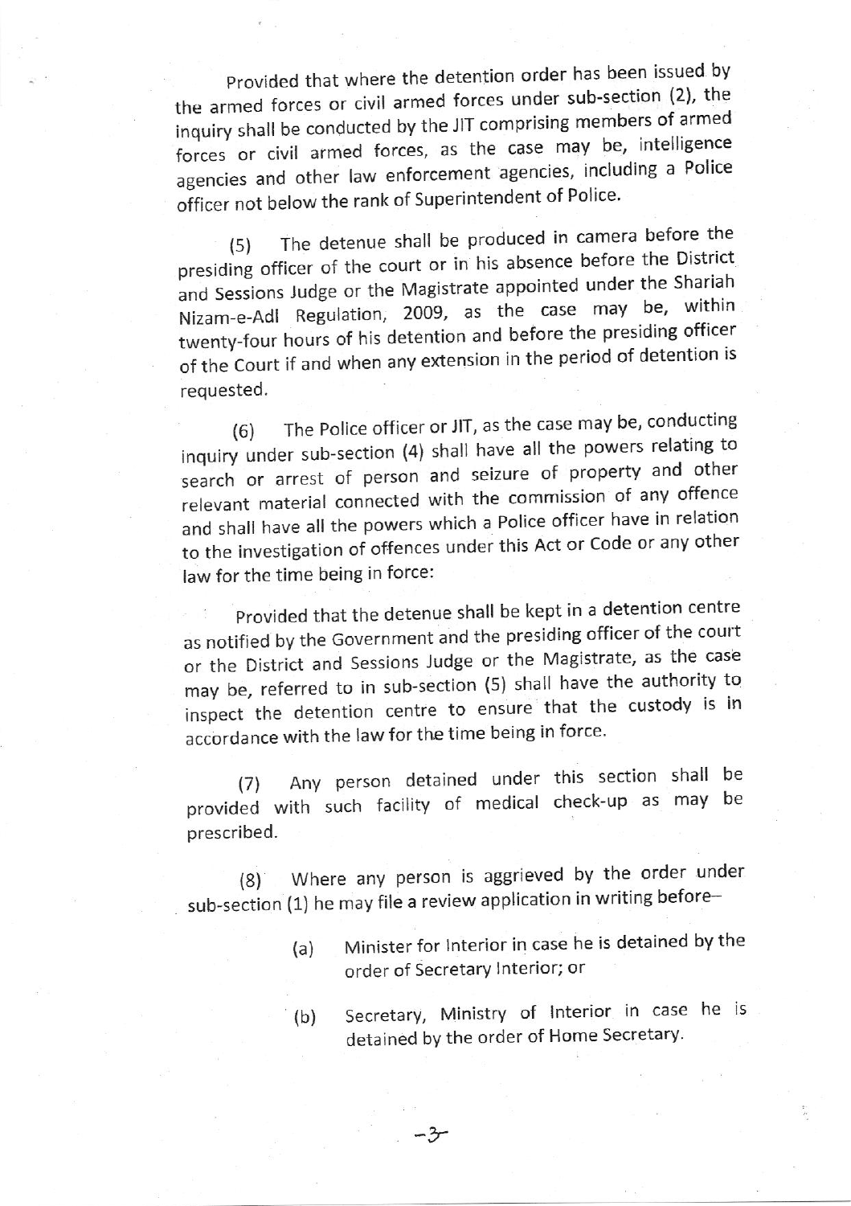Provided that where the detention order has been issued by the armed forces or civil armed forces under sub-section (2), the inquiry shall be conducted by the JIT comprising members of armed forces or civil armed forces, as the case may be, intelligence agencies and other law enforcement agencies, including a Police officer not below the rank of Superintendent of Police.

(5) The detenue shall be produced in camera before the presiding officer of the court or in his absence before the District and Sessions Judge or the Magistrate appointed under the Shariah Nizam-e-Adl Regulation, 2009, as the case may be, within twenty-four hours of his detention and before the presiding officer of the Court if and when any extension in the period of detention is requested.

(6) The Police officer or JIT, as the case may be, conducting inquiry under sub-section (4) shall have all the powers relating to search or arrest of person and seizure of property and other relevant material connected with the commission of any offence and shall have all the powers which a Police officer have in relation to the investigation of offences under this Act or Code or any other law for the time being in force:

Provided that the detenue shall be kept in a detention centre as notified by the Government and the presiding officer of the court or the District and Sessions Judge or the Magistrate, as the case may be, referred to in sub-section (5) shall have the authority to inspect the detention centre to ensure that the custody is in accordance with the law for the time being in force.

(7) Any person detained under this section shall be provided with such facility of medical check-up as may be prescribed.

(8) Where any person is aggrieved by the order under sub-section (1) he may file a review application in writing before–

(a) Minister for Interior in case he is detained by the order of Secretary Interior; or

(b) Secretary, Ministry of Interior in case he is detained by the order of Home Secretary.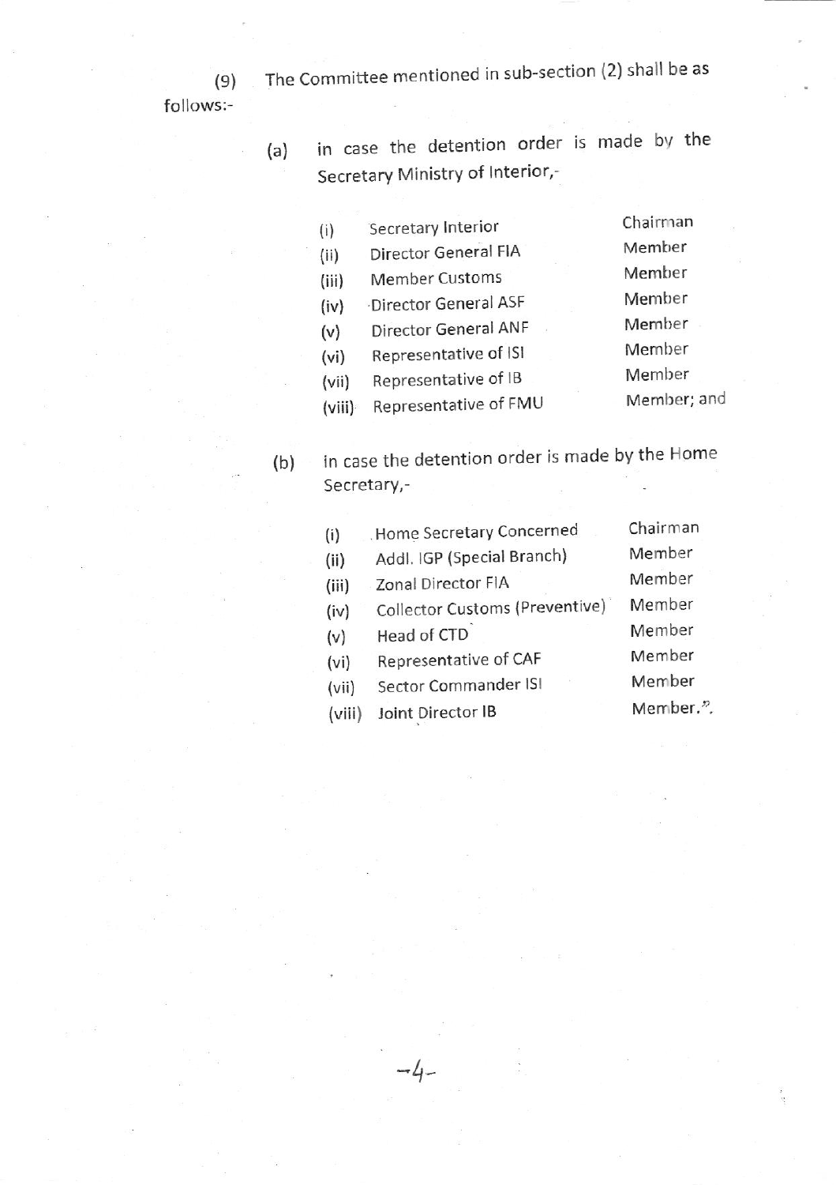(9) The Committee mentioned in sub-section (2) shall be as follows:-

(a) in case the detention order is made by the Secretary Ministry of Interior,-

| | | |
|---|---|---|
| (i) | Secretary Interior | Chairman |
| (ii) | Director General FIA | Member |
| (iii) | Member Customs | Member |
| (iv) | Director General ASF | Member |
| (v) | Director General ANF | Member |
| (vi) | Representative of ISI | Member |
| (vii) | Representative of IB | Member |
| (viii) | Representative of FMU | Member; and |

(b) in case the detention order is made by the Home Secretary,-

| | | |
|---|---|---|
| (i) | Home Secretary Concerned | Chairman |
| (ii) | Addl. IGP (Special Branch) | Member |
| (iii) | Zonal Director FIA | Member |
| (iv) | Collector Customs (Preventive) | Member |
| (v) | Head of CTD | Member |
| (vi) | Representative of CAF | Member |
| (vii) | Sector Commander ISI | Member |
| (viii) | Joint Director IB | Member.". |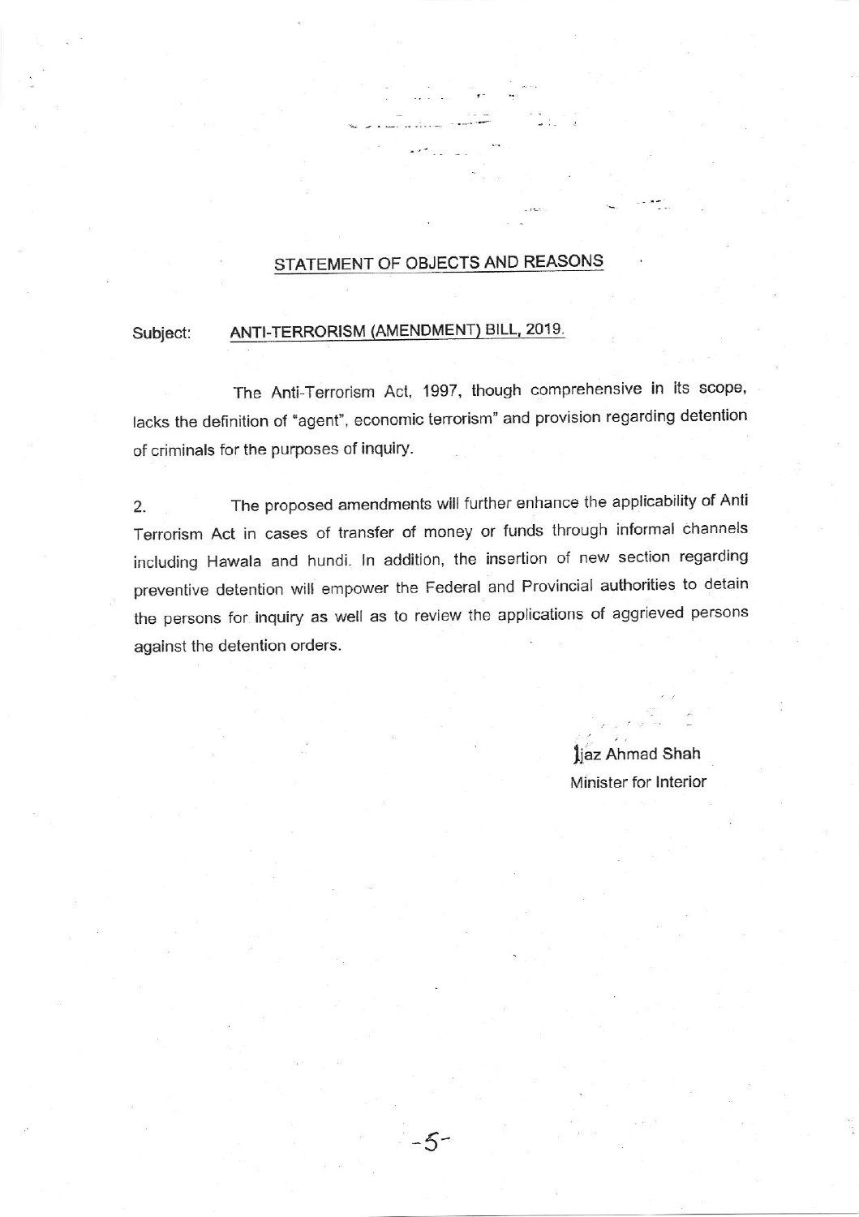## STATEMENT OF OBJECTS AND REASONS

Subject: **ANTI-TERRORISM (AMENDMENT) BILL, 2019.**

The Anti-Terrorism Act, 1997, though comprehensive in its scope, lacks the definition of "agent", economic terrorism" and provision regarding detention of criminals for the purposes of inquiry.

2. The proposed amendments will further enhance the applicability of Anti Terrorism Act in cases of transfer of money or funds through informal channels including Hawala and hundi. In addition, the insertion of new section regarding preventive detention will empower the Federal and Provincial authorities to detain the persons for inquiry as well as to review the applications of aggrieved persons against the detention orders.

Ijaz Ahmad Shah
Minister for Interior